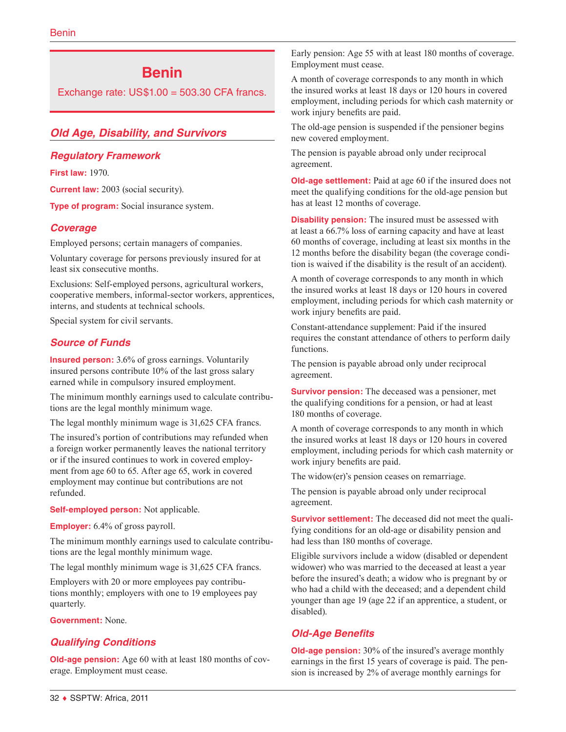# Benin

Exchange rate: US$1.00 = 503.30 CFA francs.

## Old Age, Disability, and Survivors

### Regulatory Framework

**First law:** 1970.

**Current law:** 2003 (social security).

**Type of program:** Social insurance system.

### Coverage

Employed persons; certain managers of companies.

Voluntary coverage for persons previously insured for at least six consecutive months.

Exclusions: Self-employed persons, agricultural workers, cooperative members, informal-sector workers, apprentices, interns, and students at technical schools.

Special system for civil servants.

### Source of Funds

**Insured person:** 3.6% of gross earnings. Voluntarily insured persons contribute 10% of the last gross salary earned while in compulsory insured employment.

The minimum monthly earnings used to calculate contributions are the legal monthly minimum wage.

The legal monthly minimum wage is 31,625 CFA francs.

The insured's portion of contributions may refunded when a foreign worker permanently leaves the national territory or if the insured continues to work in covered employment from age 60 to 65. After age 65, work in covered employment may continue but contributions are not refunded.

**Self-employed person:** Not applicable.

**Employer:** 6.4% of gross payroll.

The minimum monthly earnings used to calculate contributions are the legal monthly minimum wage.

The legal monthly minimum wage is 31,625 CFA francs.

Employers with 20 or more employees pay contributions monthly; employers with one to 19 employees pay quarterly.

**Government:** None.

### Qualifying Conditions

**Old-age pension:** Age 60 with at least 180 months of coverage. Employment must cease.

Early pension: Age 55 with at least 180 months of coverage. Employment must cease.

A month of coverage corresponds to any month in which the insured works at least 18 days or 120 hours in covered employment, including periods for which cash maternity or work injury benefits are paid.

The old-age pension is suspended if the pensioner begins new covered employment.

The pension is payable abroad only under reciprocal agreement.

**Old-age settlement:** Paid at age 60 if the insured does not meet the qualifying conditions for the old-age pension but has at least 12 months of coverage.

**Disability pension:** The insured must be assessed with at least a 66.7% loss of earning capacity and have at least 60 months of coverage, including at least six months in the 12 months before the disability began (the coverage condition is waived if the disability is the result of an accident).

A month of coverage corresponds to any month in which the insured works at least 18 days or 120 hours in covered employment, including periods for which cash maternity or work injury benefits are paid.

Constant-attendance supplement: Paid if the insured requires the constant attendance of others to perform daily functions.

The pension is payable abroad only under reciprocal agreement.

**Survivor pension:** The deceased was a pensioner, met the qualifying conditions for a pension, or had at least 180 months of coverage.

A month of coverage corresponds to any month in which the insured works at least 18 days or 120 hours in covered employment, including periods for which cash maternity or work injury benefits are paid.

The widow(er)'s pension ceases on remarriage.

The pension is payable abroad only under reciprocal agreement.

**Survivor settlement:** The deceased did not meet the qualifying conditions for an old-age or disability pension and had less than 180 months of coverage.

Eligible survivors include a widow (disabled or dependent widower) who was married to the deceased at least a year before the insured's death; a widow who is pregnant by or who had a child with the deceased; and a dependent child younger than age 19 (age 22 if an apprentice, a student, or disabled).

### Old-Age Benefits

**Old-age pension:** 30% of the insured's average monthly earnings in the first 15 years of coverage is paid. The pension is increased by 2% of average monthly earnings for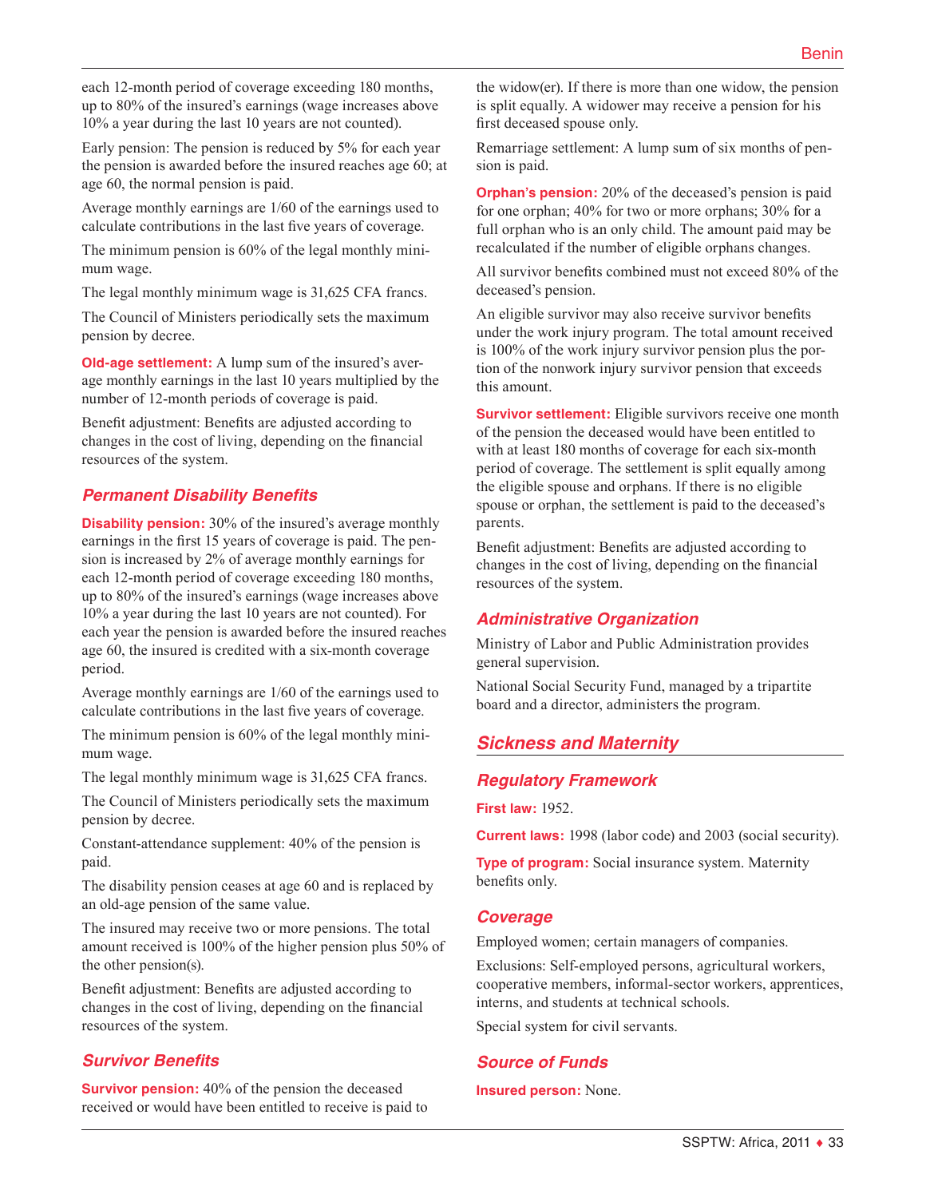each 12-month period of coverage exceeding 180 months, up to 80% of the insured's earnings (wage increases above 10% a year during the last 10 years are not counted).

Early pension: The pension is reduced by 5% for each year the pension is awarded before the insured reaches age 60; at age 60, the normal pension is paid.

Average monthly earnings are 1/60 of the earnings used to calculate contributions in the last five years of coverage.

The minimum pension is 60% of the legal monthly minimum wage.

The legal monthly minimum wage is 31,625 CFA francs.

The Council of Ministers periodically sets the maximum pension by decree.

**Old-age settlement:** A lump sum of the insured's average monthly earnings in the last 10 years multiplied by the number of 12-month periods of coverage is paid.

Benefit adjustment: Benefits are adjusted according to changes in the cost of living, depending on the financial resources of the system.

### *Permanent Disability Benefits*

**Disability pension:** 30% of the insured's average monthly earnings in the first 15 years of coverage is paid. The pension is increased by 2% of average monthly earnings for each 12-month period of coverage exceeding 180 months, up to 80% of the insured's earnings (wage increases above 10% a year during the last 10 years are not counted). For each year the pension is awarded before the insured reaches age 60, the insured is credited with a six-month coverage period.

Average monthly earnings are 1/60 of the earnings used to calculate contributions in the last five years of coverage.

The minimum pension is 60% of the legal monthly minimum wage.

The legal monthly minimum wage is 31,625 CFA francs.

The Council of Ministers periodically sets the maximum pension by decree.

Constant-attendance supplement: 40% of the pension is paid.

The disability pension ceases at age 60 and is replaced by an old-age pension of the same value.

The insured may receive two or more pensions. The total amount received is 100% of the higher pension plus 50% of the other pension(s).

Benefit adjustment: Benefits are adjusted according to changes in the cost of living, depending on the financial resources of the system.

### *Survivor Benefits*

**Survivor pension:** 40% of the pension the deceased received or would have been entitled to receive is paid to the widow(er). If there is more than one widow, the pension is split equally. A widower may receive a pension for his first deceased spouse only.

Remarriage settlement: A lump sum of six months of pension is paid.

**Orphan's pension:** 20% of the deceased's pension is paid for one orphan; 40% for two or more orphans; 30% for a full orphan who is an only child. The amount paid may be recalculated if the number of eligible orphans changes.

All survivor benefits combined must not exceed 80% of the deceased's pension.

An eligible survivor may also receive survivor benefits under the work injury program. The total amount received is 100% of the work injury survivor pension plus the portion of the nonwork injury survivor pension that exceeds this amount.

**Survivor settlement:** Eligible survivors receive one month of the pension the deceased would have been entitled to with at least 180 months of coverage for each six-month period of coverage. The settlement is split equally among the eligible spouse and orphans. If there is no eligible spouse or orphan, the settlement is paid to the deceased's parents.

Benefit adjustment: Benefits are adjusted according to changes in the cost of living, depending on the financial resources of the system.

### *Administrative Organization*

Ministry of Labor and Public Administration provides general supervision.

National Social Security Fund, managed by a tripartite board and a director, administers the program.

## *Sickness and Maternity*

### *Regulatory Framework*

**First law:** 1952.

**Current laws:** 1998 (labor code) and 2003 (social security).

**Type of program:** Social insurance system. Maternity benefits only.

### *Coverage*

Employed women; certain managers of companies.

Exclusions: Self-employed persons, agricultural workers, cooperative members, informal-sector workers, apprentices, interns, and students at technical schools.

Special system for civil servants.

### *Source of Funds*

**Insured person:** None.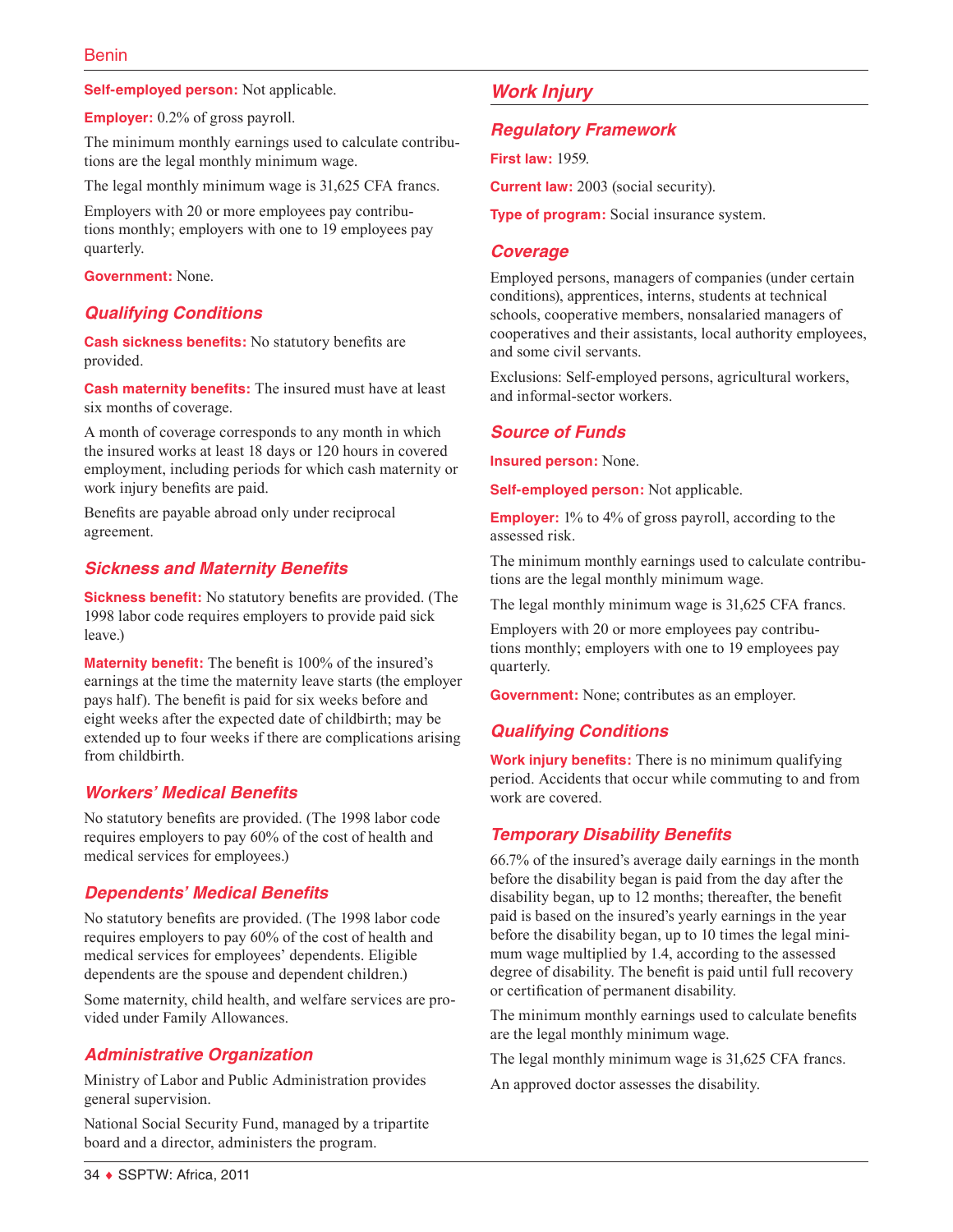**Self-employed person:** Not applicable.

**Employer:** 0.2% of gross payroll.

The minimum monthly earnings used to calculate contributions are the legal monthly minimum wage.

The legal monthly minimum wage is 31,625 CFA francs.

Employers with 20 or more employees pay contributions monthly; employers with one to 19 employees pay quarterly.

**Government:** None.

### Qualifying Conditions

**Cash sickness benefits:** No statutory benefits are provided.

**Cash maternity benefits:** The insured must have at least six months of coverage.

A month of coverage corresponds to any month in which the insured works at least 18 days or 120 hours in covered employment, including periods for which cash maternity or work injury benefits are paid.

Benefits are payable abroad only under reciprocal agreement.

### Sickness and Maternity Benefits

**Sickness benefit:** No statutory benefits are provided. (The 1998 labor code requires employers to provide paid sick leave.)

**Maternity benefit:** The benefit is 100% of the insured's earnings at the time the maternity leave starts (the employer pays half). The benefit is paid for six weeks before and eight weeks after the expected date of childbirth; may be extended up to four weeks if there are complications arising from childbirth.

### Workers' Medical Benefits

No statutory benefits are provided. (The 1998 labor code requires employers to pay 60% of the cost of health and medical services for employees.)

### Dependents' Medical Benefits

No statutory benefits are provided. (The 1998 labor code requires employers to pay 60% of the cost of health and medical services for employees' dependents. Eligible dependents are the spouse and dependent children.)

Some maternity, child health, and welfare services are provided under Family Allowances.

### Administrative Organization

Ministry of Labor and Public Administration provides general supervision.

National Social Security Fund, managed by a tripartite board and a director, administers the program.

## Work Injury

### Regulatory Framework

**First law:** 1959.

**Current law:** 2003 (social security).

**Type of program:** Social insurance system.

### Coverage

Employed persons, managers of companies (under certain conditions), apprentices, interns, students at technical schools, cooperative members, nonsalaried managers of cooperatives and their assistants, local authority employees, and some civil servants.

Exclusions: Self-employed persons, agricultural workers, and informal-sector workers.

### Source of Funds

**Insured person:** None.

**Self-employed person:** Not applicable.

**Employer:** 1% to 4% of gross payroll, according to the assessed risk.

The minimum monthly earnings used to calculate contributions are the legal monthly minimum wage.

The legal monthly minimum wage is 31,625 CFA francs.

Employers with 20 or more employees pay contributions monthly; employers with one to 19 employees pay quarterly.

**Government:** None; contributes as an employer.

### Qualifying Conditions

**Work injury benefits:** There is no minimum qualifying period. Accidents that occur while commuting to and from work are covered.

### Temporary Disability Benefits

66.7% of the insured's average daily earnings in the month before the disability began is paid from the day after the disability began, up to 12 months; thereafter, the benefit paid is based on the insured's yearly earnings in the year before the disability began, up to 10 times the legal minimum wage multiplied by 1.4, according to the assessed degree of disability. The benefit is paid until full recovery or certification of permanent disability.

The minimum monthly earnings used to calculate benefits are the legal monthly minimum wage.

The legal monthly minimum wage is 31,625 CFA francs.

An approved doctor assesses the disability.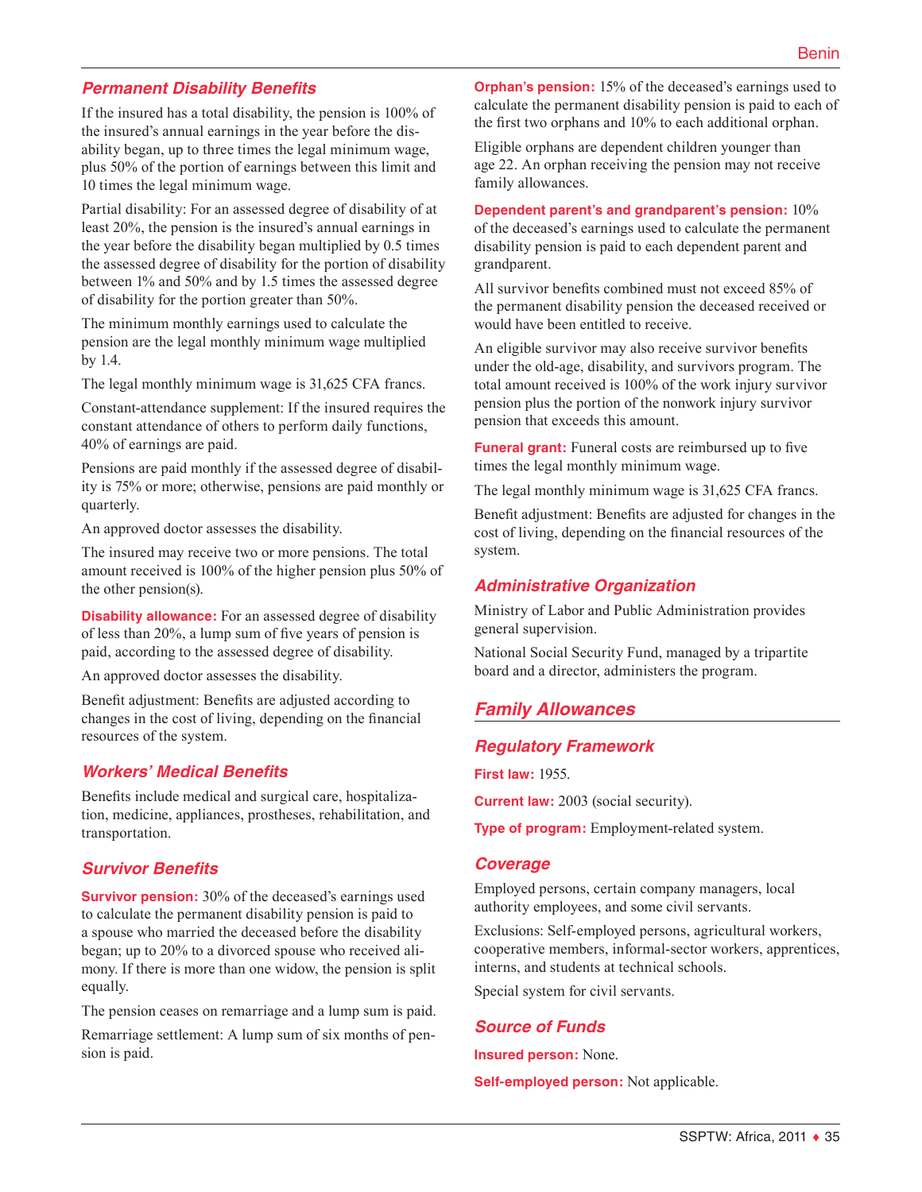### Permanent Disability Benefits

If the insured has a total disability, the pension is 100% of the insured's annual earnings in the year before the disability began, up to three times the legal minimum wage, plus 50% of the portion of earnings between this limit and 10 times the legal minimum wage.

Partial disability: For an assessed degree of disability of at least 20%, the pension is the insured's annual earnings in the year before the disability began multiplied by 0.5 times the assessed degree of disability for the portion of disability between 1% and 50% and by 1.5 times the assessed degree of disability for the portion greater than 50%.

The minimum monthly earnings used to calculate the pension are the legal monthly minimum wage multiplied by 1.4.

The legal monthly minimum wage is 31,625 CFA francs.

Constant-attendance supplement: If the insured requires the constant attendance of others to perform daily functions, 40% of earnings are paid.

Pensions are paid monthly if the assessed degree of disability is 75% or more; otherwise, pensions are paid monthly or quarterly.

An approved doctor assesses the disability.

The insured may receive two or more pensions. The total amount received is 100% of the higher pension plus 50% of the other pension(s).

**Disability allowance:** For an assessed degree of disability of less than 20%, a lump sum of five years of pension is paid, according to the assessed degree of disability.

An approved doctor assesses the disability.

Benefit adjustment: Benefits are adjusted according to changes in the cost of living, depending on the financial resources of the system.

### Workers' Medical Benefits

Benefits include medical and surgical care, hospitalization, medicine, appliances, prostheses, rehabilitation, and transportation.

### Survivor Benefits

**Survivor pension:** 30% of the deceased's earnings used to calculate the permanent disability pension is paid to a spouse who married the deceased before the disability began; up to 20% to a divorced spouse who received alimony. If there is more than one widow, the pension is split equally.

The pension ceases on remarriage and a lump sum is paid.

Remarriage settlement: A lump sum of six months of pension is paid.

**Orphan's pension:** 15% of the deceased's earnings used to calculate the permanent disability pension is paid to each of the first two orphans and 10% to each additional orphan.

Eligible orphans are dependent children younger than age 22. An orphan receiving the pension may not receive family allowances.

**Dependent parent's and grandparent's pension:** 10% of the deceased's earnings used to calculate the permanent disability pension is paid to each dependent parent and grandparent.

All survivor benefits combined must not exceed 85% of the permanent disability pension the deceased received or would have been entitled to receive.

An eligible survivor may also receive survivor benefits under the old-age, disability, and survivors program. The total amount received is 100% of the work injury survivor pension plus the portion of the nonwork injury survivor pension that exceeds this amount.

**Funeral grant:** Funeral costs are reimbursed up to five times the legal monthly minimum wage.

The legal monthly minimum wage is 31,625 CFA francs.

Benefit adjustment: Benefits are adjusted for changes in the cost of living, depending on the financial resources of the system.

### Administrative Organization

Ministry of Labor and Public Administration provides general supervision.

National Social Security Fund, managed by a tripartite board and a director, administers the program.

## Family Allowances

### Regulatory Framework

**First law:** 1955.

**Current law:** 2003 (social security).

**Type of program:** Employment-related system.

### Coverage

Employed persons, certain company managers, local authority employees, and some civil servants.

Exclusions: Self-employed persons, agricultural workers, cooperative members, informal-sector workers, apprentices, interns, and students at technical schools.

Special system for civil servants.

### Source of Funds

**Insured person:** None.

**Self-employed person:** Not applicable.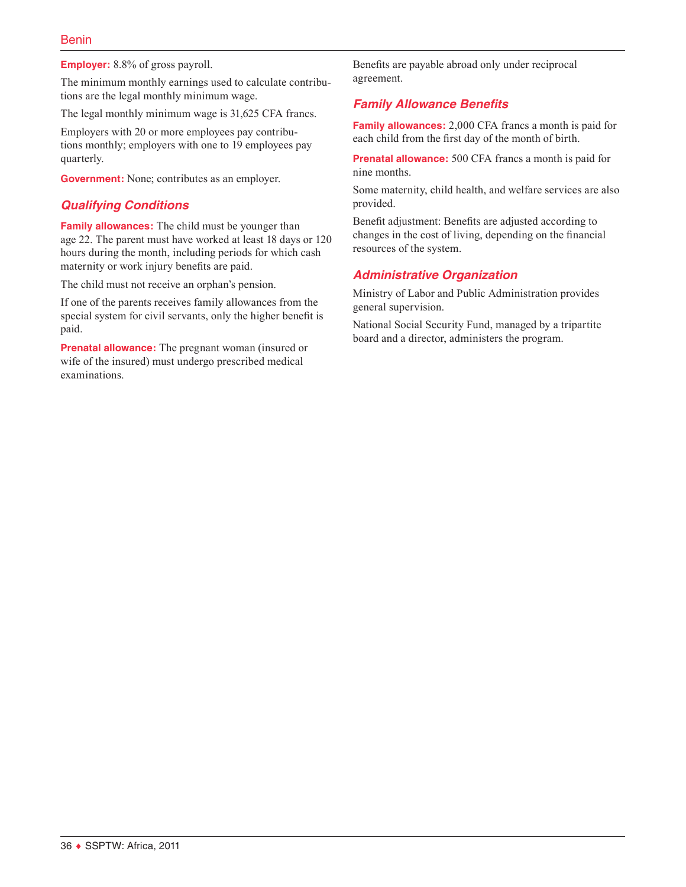**Employer:** 8.8% of gross payroll.

The minimum monthly earnings used to calculate contributions are the legal monthly minimum wage.

The legal monthly minimum wage is 31,625 CFA francs.

Employers with 20 or more employees pay contributions monthly; employers with one to 19 employees pay quarterly.

**Government:** None; contributes as an employer.

### *Qualifying Conditions*

**Family allowances:** The child must be younger than age 22. The parent must have worked at least 18 days or 120 hours during the month, including periods for which cash maternity or work injury benefits are paid.

The child must not receive an orphan's pension.

If one of the parents receives family allowances from the special system for civil servants, only the higher benefit is paid.

**Prenatal allowance:** The pregnant woman (insured or wife of the insured) must undergo prescribed medical examinations.

Benefits are payable abroad only under reciprocal agreement.

### *Family Allowance Benefits*

**Family allowances:** 2,000 CFA francs a month is paid for each child from the first day of the month of birth.

**Prenatal allowance:** 500 CFA francs a month is paid for nine months.

Some maternity, child health, and welfare services are also provided.

Benefit adjustment: Benefits are adjusted according to changes in the cost of living, depending on the financial resources of the system.

### *Administrative Organization*

Ministry of Labor and Public Administration provides general supervision.

National Social Security Fund, managed by a tripartite board and a director, administers the program.